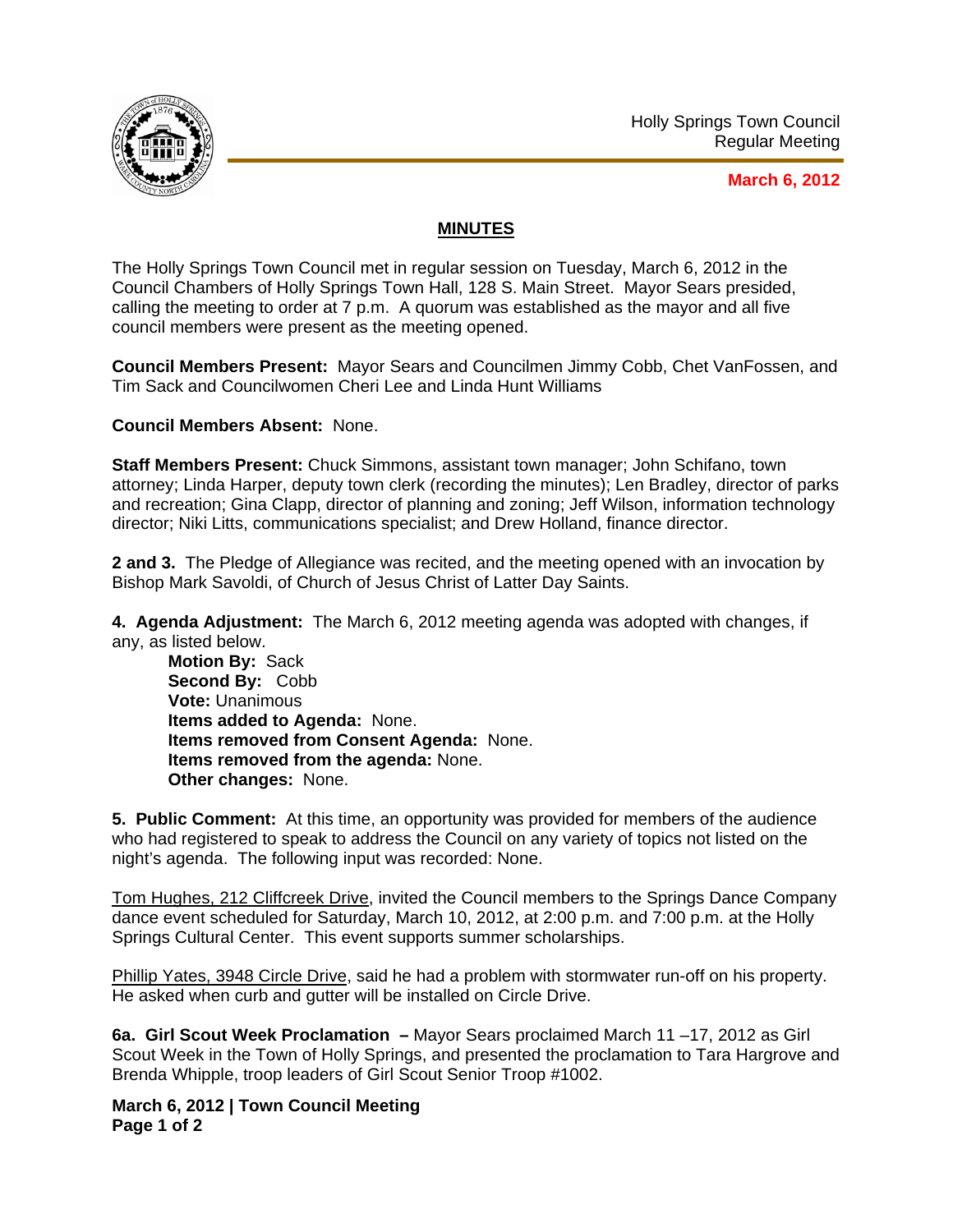Holly Springs Town Council
Regular Meeting

**March 6, 2012**

## MINUTES

The Holly Springs Town Council met in regular session on Tuesday, March 6, 2012 in the Council Chambers of Holly Springs Town Hall, 128 S. Main Street. Mayor Sears presided, calling the meeting to order at 7 p.m. A quorum was established as the mayor and all five council members were present as the meeting opened.

**Council Members Present:** Mayor Sears and Councilmen Jimmy Cobb, Chet VanFossen, and Tim Sack and Councilwomen Cheri Lee and Linda Hunt Williams

**Council Members Absent:** None.

**Staff Members Present:** Chuck Simmons, assistant town manager; John Schifano, town attorney; Linda Harper, deputy town clerk (recording the minutes); Len Bradley, director of parks and recreation; Gina Clapp, director of planning and zoning; Jeff Wilson, information technology director; Niki Litts, communications specialist; and Drew Holland, finance director.

**2 and 3.** The Pledge of Allegiance was recited, and the meeting opened with an invocation by Bishop Mark Savoldi, of Church of Jesus Christ of Latter Day Saints.

**4. Agenda Adjustment:** The March 6, 2012 meeting agenda was adopted with changes, if any, as listed below.

> **Motion By:** Sack
> **Second By:** Cobb
> **Vote:** Unanimous
> **Items added to Agenda:** None.
> **Items removed from Consent Agenda:** None.
> **Items removed from the agenda:** None.
> **Other changes:** None.

**5. Public Comment:** At this time, an opportunity was provided for members of the audience who had registered to speak to address the Council on any variety of topics not listed on the night's agenda. The following input was recorded: None.

Tom Hughes, 212 Cliffcreek Drive, invited the Council members to the Springs Dance Company dance event scheduled for Saturday, March 10, 2012, at 2:00 p.m. and 7:00 p.m. at the Holly Springs Cultural Center. This event supports summer scholarships.

Phillip Yates, 3948 Circle Drive, said he had a problem with stormwater run-off on his property. He asked when curb and gutter will be installed on Circle Drive.

**6a. Girl Scout Week Proclamation –** Mayor Sears proclaimed March 11 –17, 2012 as Girl Scout Week in the Town of Holly Springs, and presented the proclamation to Tara Hargrove and Brenda Whipple, troop leaders of Girl Scout Senior Troop #1002.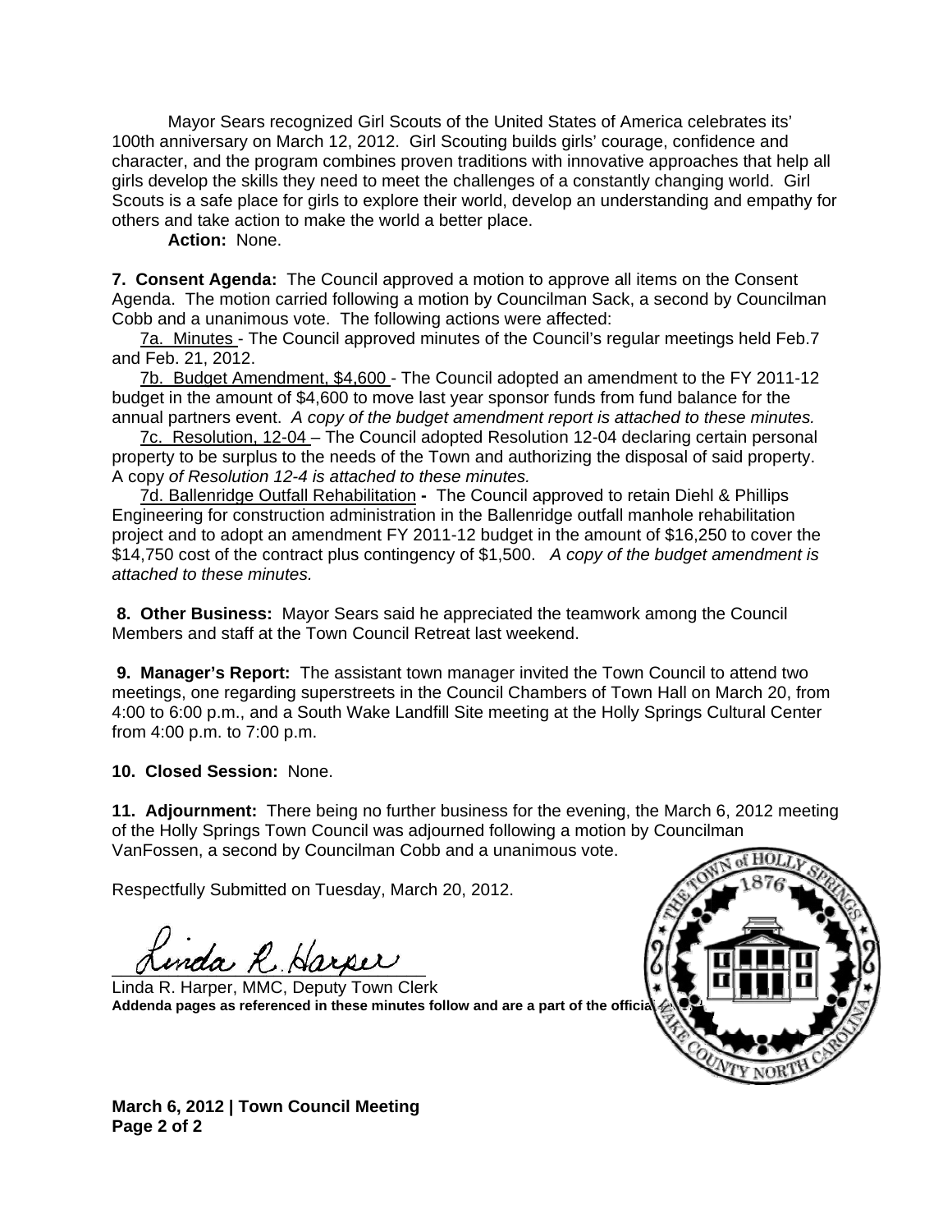Mayor Sears recognized Girl Scouts of the United States of America celebrates its' 100th anniversary on March 12, 2012. Girl Scouting builds girls' courage, confidence and character, and the program combines proven traditions with innovative approaches that help all girls develop the skills they need to meet the challenges of a constantly changing world. Girl Scouts is a safe place for girls to explore their world, develop an understanding and empathy for others and take action to make the world a better place.

**Action:** None.

**7. Consent Agenda:** The Council approved a motion to approve all items on the Consent Agenda. The motion carried following a motion by Councilman Sack, a second by Councilman Cobb and a unanimous vote. The following actions were affected:

7a. Minutes - The Council approved minutes of the Council's regular meetings held Feb.7 and Feb. 21, 2012.

7b. Budget Amendment, $4,600 - The Council adopted an amendment to the FY 2011-12 budget in the amount of $4,600 to move last year sponsor funds from fund balance for the annual partners event. *A copy of the budget amendment report is attached to these minutes.*

7c. Resolution, 12-04 – The Council adopted Resolution 12-04 declaring certain personal property to be surplus to the needs of the Town and authorizing the disposal of said property. A copy *of Resolution 12-4 is attached to these minutes.*

7d. Ballenridge Outfall Rehabilitation - The Council approved to retain Diehl & Phillips Engineering for construction administration in the Ballenridge outfall manhole rehabilitation project and to adopt an amendment FY 2011-12 budget in the amount of $16,250 to cover the $14,750 cost of the contract plus contingency of $1,500. *A copy of the budget amendment is attached to these minutes.*

**8. Other Business:** Mayor Sears said he appreciated the teamwork among the Council Members and staff at the Town Council Retreat last weekend.

**9. Manager's Report:** The assistant town manager invited the Town Council to attend two meetings, one regarding superstreets in the Council Chambers of Town Hall on March 20, from 4:00 to 6:00 p.m., and a South Wake Landfill Site meeting at the Holly Springs Cultural Center from 4:00 p.m. to 7:00 p.m.

**10. Closed Session:** None.

**11. Adjournment:** There being no further business for the evening, the March 6, 2012 meeting of the Holly Springs Town Council was adjourned following a motion by Councilman VanFossen, a second by Councilman Cobb and a unanimous vote.

Respectfully Submitted on Tuesday, March 20, 2012.

Linda R. Harper

Linda R. Harper, MMC, Deputy Town Clerk

**Addenda pages as referenced in these minutes follow and are a part of the officia**